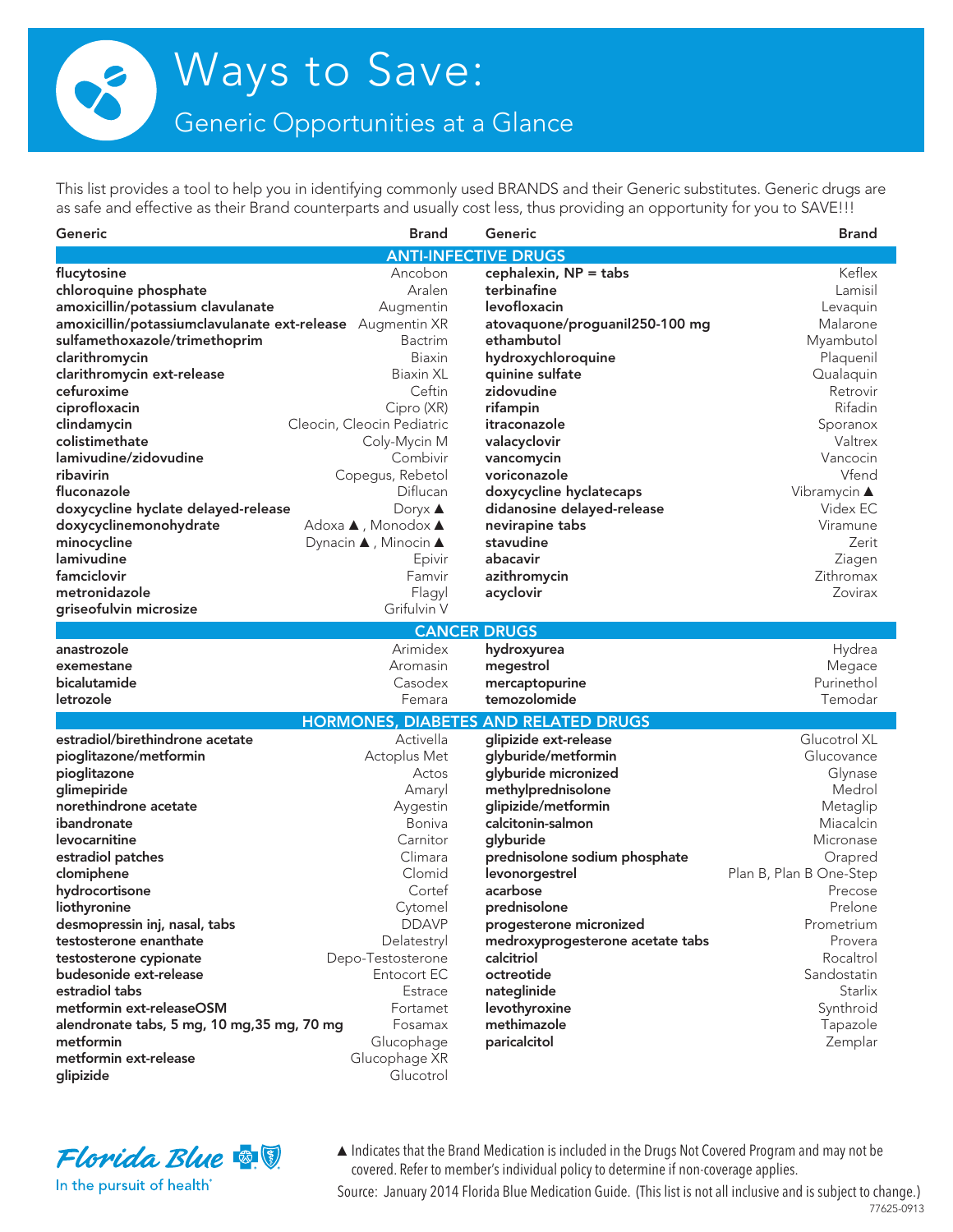# Ways to Save:

## Generic Opportunities at a Glance

This list provides a tool to help you in identifying commonly used BRANDS and their Generic substitutes. Generic drugs are as safe and effective as their Brand counterparts and usually cost less, thus providing an opportunity for you to SAVE!!!

### ANTI-INFECTIVE DRUGS

| Generic | Brand |
|---|---|
| **flucytosine** | Ancobon |
| **chloroquine phosphate** | Aralen |
| **amoxicillin/potassium clavulanate** | Augmentin |
| **amoxicillin/potassiumclavulanate ext-release** | Augmentin XR |
| **sulfamethoxazole/trimethoprim** | Bactrim |
| **clarithromycin** | Biaxin |
| **clarithromycin ext-release** | Biaxin XL |
| **cefuroxime** | Ceftin |
| **ciprofloxacin** | Cipro (XR) |
| **clindamycin** | Cleocin, Cleocin Pediatric |
| **colistimethate** | Coly-Mycin M |
| **lamivudine/zidovudine** | Combivir |
| **ribavirin** | Copegus, Rebetol |
| **fluconazole** | Diflucan |
| **doxycycline hyclate delayed-release** | Doryx ▲ |
| **doxycyclinemonohydrate** | Adoxa ▲ , Monodox ▲ |
| **minocycline** | Dynacin ▲ , Minocin ▲ |
| **lamivudine** | Epivir |
| **famciclovir** | Famvir |
| **metronidazole** | Flagyl |
| **griseofulvin microsize** | Grifulvin V |
| **cephalexin, NP = tabs** | Keflex |
| **terbinafine** | Lamisil |
| **levofloxacin** | Levaquin |
| **atovaquone/proguanil250-100 mg** | Malarone |
| **ethambutol** | Myambutol |
| **hydroxychloroquine** | Plaquenil |
| **quinine sulfate** | Qualaquin |
| **zidovudine** | Retrovir |
| **rifampin** | Rifadin |
| **itraconazole** | Sporanox |
| **valacyclovir** | Valtrex |
| **vancomycin** | Vancocin |
| **voriconazole** | Vfend |
| **doxycycline hyclatecaps** | Vibramycin ▲ |
| **didanosine delayed-release** | Videx EC |
| **nevirapine tabs** | Viramune |
| **stavudine** | Zerit |
| **abacavir** | Ziagen |
| **azithromycin** | Zithromax |
| **acyclovir** | Zovirax |

### CANCER DRUGS

| Generic | Brand |
|---|---|
| **anastrozole** | Arimidex |
| **exemestane** | Aromasin |
| **bicalutamide** | Casodex |
| **letrozole** | Femara |
| **hydroxyurea** | Hydrea |
| **megestrol** | Megace |
| **mercaptopurine** | Purinethol |
| **temozolomide** | Temodar |

### HORMONES, DIABETES AND RELATED DRUGS

| Generic | Brand |
|---|---|
| **estradiol/birethindrone acetate** | Activella |
| **pioglitazone/metformin** | Actoplus Met |
| **pioglitazone** | Actos |
| **glimepiride** | Amaryl |
| **norethindrone acetate** | Aygestin |
| **ibandronate** | Boniva |
| **levocarnitine** | Carnitor |
| **estradiol patches** | Climara |
| **clomiphene** | Clomid |
| **hydrocortisone** | Cortef |
| **liothyronine** | Cytomel |
| **desmopressin inj, nasal, tabs** | DDAVP |
| **testosterone enanthate** | Delatestryl |
| **testosterone cypionate** | Depo-Testosterone |
| **budesonide ext-release** | Entocort EC |
| **estradiol tabs** | Estrace |
| **metformin ext-releaseOSM** | Fortamet |
| **alendronate tabs, 5 mg, 10 mg,35 mg, 70 mg** | Fosamax |
| **metformin** | Glucophage |
| **metformin ext-release** | Glucophage XR |
| **glipizide** | Glucotrol |
| **glipizide ext-release** | Glucotrol XL |
| **glyburide/metformin** | Glucovance |
| **glyburide micronized** | Glynase |
| **methylprednisolone** | Medrol |
| **glipizide/metformin** | Metaglip |
| **calcitonin-salmon** | Miacalcin |
| **glyburide** | Micronase |
| **prednisolone sodium phosphate** | Orapred |
| **levonorgestrel** | Plan B, Plan B One-Step |
| **acarbose** | Precose |
| **prednisolone** | Prelone |
| **progesterone micronized** | Prometrium |
| **medroxyprogesterone acetate tabs** | Provera |
| **calcitriol** | Rocaltrol |
| **octreotide** | Sandostatin |
| **nateglinide** | Starlix |
| **levothyroxine** | Synthroid |
| **methimazole** | Tapazole |
| **paricalcitol** | Zemplar |

Florida Blue — In the pursuit of health®

▲ Indicates that the Brand Medication is included in the Drugs Not Covered Program and may not be covered. Refer to member's individual policy to determine if non-coverage applies.

Source: January 2014 Florida Blue Medication Guide. (This list is not all inclusive and is subject to change.)

77625-0913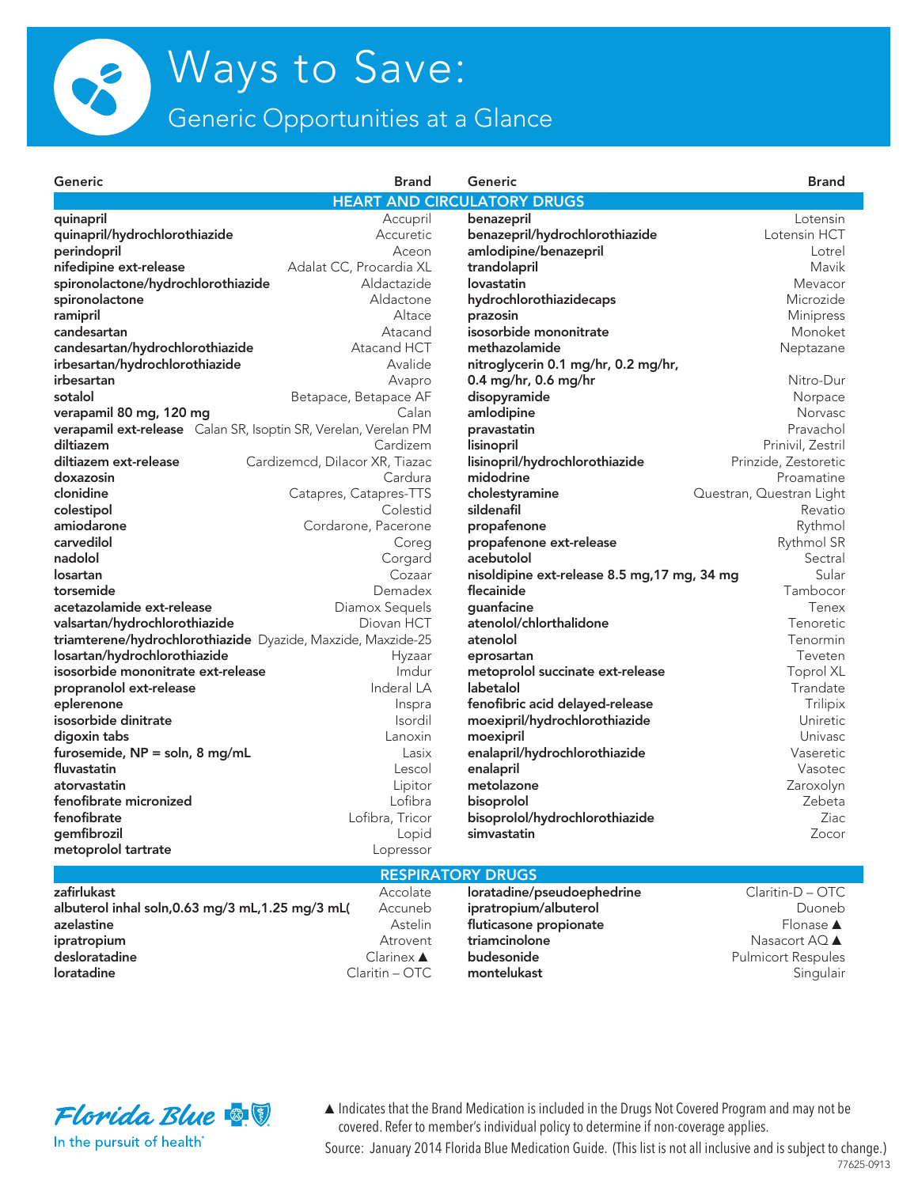# Ways to Save:

## Generic Opportunities at a Glance

### HEART AND CIRCULATORY DRUGS

| Generic | Brand |
|---|---|
| **quinapril** | Accupril |
| **quinapril/hydrochlorothiazide** | Accuretic |
| **perindopril** | Aceon |
| **nifedipine ext-release** | Adalat CC, Procardia XL |
| **spironolactone/hydrochlorothiazide** | Aldactazide |
| **spironolactone** | Aldactone |
| **ramipril** | Altace |
| **candesartan** | Atacand |
| **candesartan/hydrochlorothiazide** | Atacand HCT |
| **irbesartan/hydrochlorothiazide** | Avalide |
| **irbesartan** | Avapro |
| **sotalol** | Betapace, Betapace AF |
| **verapamil 80 mg, 120 mg** | Calan |
| **verapamil ext-release** | Calan SR, Isoptin SR, Verelan, Verelan PM |
| **diltiazem** | Cardizem |
| **diltiazem ext-release** | Cardizemcd, Dilacor XR, Tiazac |
| **doxazosin** | Cardura |
| **clonidine** | Catapres, Catapres-TTS |
| **colestipol** | Colestid |
| **amiodarone** | Cordarone, Pacerone |
| **carvedilol** | Coreg |
| **nadolol** | Corgard |
| **losartan** | Cozaar |
| **torsemide** | Demadex |
| **acetazolamide ext-release** | Diamox Sequels |
| **valsartan/hydrochlorothiazide** | Diovan HCT |
| **triamterene/hydrochlorothiazide** | Dyazide, Maxzide, Maxzide-25 |
| **losartan/hydrochlorothiazide** | Hyzaar |
| **isosorbide mononitrate ext-release** | Imdur |
| **propranolol ext-release** | Inderal LA |
| **eplerenone** | Inspra |
| **isosorbide dinitrate** | Isordil |
| **digoxin tabs** | Lanoxin |
| **furosemide, NP = soln, 8 mg/mL** | Lasix |
| **fluvastatin** | Lescol |
| **atorvastatin** | Lipitor |
| **fenofibrate micronized** | Lofibra |
| **fenofibrate** | Lofibra, Tricor |
| **gemfibrozil** | Lopid |
| **metoprolol tartrate** | Lopressor |
| **benazepril** | Lotensin |
| **benazepril/hydrochlorothiazide** | Lotensin HCT |
| **amlodipine/benazepril** | Lotrel |
| **trandolapril** | Mavik |
| **lovastatin** | Mevacor |
| **hydrochlorothiazidecaps** | Microzide |
| **prazosin** | Minipress |
| **isosorbide mononitrate** | Monoket |
| **methazolamide** | Neptazane |
| **nitroglycerin 0.1 mg/hr, 0.2 mg/hr, 0.4 mg/hr, 0.6 mg/hr** | Nitro-Dur |
| **disopyramide** | Norpace |
| **amlodipine** | Norvasc |
| **pravastatin** | Pravachol |
| **lisinopril** | Prinivil, Zestril |
| **lisinopril/hydrochlorothiazide** | Prinzide, Zestoretic |
| **midodrine** | Proamatine |
| **cholestyramine** | Questran, Questran Light |
| **sildenafil** | Revatio |
| **propafenone** | Rythmol |
| **propafenone ext-release** | Rythmol SR |
| **acebutolol** | Sectral |
| **nisoldipine ext-release 8.5 mg,17 mg, 34 mg** | Sular |
| **flecainide** | Tambocor |
| **guanfacine** | Tenex |
| **atenolol/chlorthalidone** | Tenoretic |
| **atenolol** | Tenormin |
| **eprosartan** | Teveten |
| **metoprolol succinate ext-release** | Toprol XL |
| **labetalol** | Trandate |
| **fenofibric acid delayed-release** | Trilipix |
| **moexipril/hydrochlorothiazide** | Uniretic |
| **moexipril** | Univasc |
| **enalapril/hydrochlorothiazide** | Vaseretic |
| **enalapril** | Vasotec |
| **metolazone** | Zaroxolyn |
| **bisoprolol** | Zebeta |
| **bisoprolol/hydrochlorothiazide** | Ziac |
| **simvastatin** | Zocor |

### RESPIRATORY DRUGS

| Generic | Brand |
|---|---|
| **zafirlukast** | Accolate |
| **albuterol inhal soln,0.63 mg/3 mL,1.25 mg/3 mL(** | Accuneb |
| **azelastine** | Astelin |
| **ipratropium** | Atrovent |
| **desloratadine** | Clarinex ▲ |
| **loratadine** | Claritin – OTC |
| **loratadine/pseudoephedrine** | Claritin-D – OTC |
| **ipratropium/albuterol** | Duoneb |
| **fluticasone propionate** | Flonase ▲ |
| **triamcinolone** | Nasacort AQ ▲ |
| **budesonide** | Pulmicort Respules |
| **montelukast** | Singulair |

Florida Blue
In the pursuit of health®

▲ Indicates that the Brand Medication is included in the Drugs Not Covered Program and may not be covered. Refer to member's individual policy to determine if non-coverage applies.

Source: January 2014 Florida Blue Medication Guide. (This list is not all inclusive and is subject to change.)

77625-0913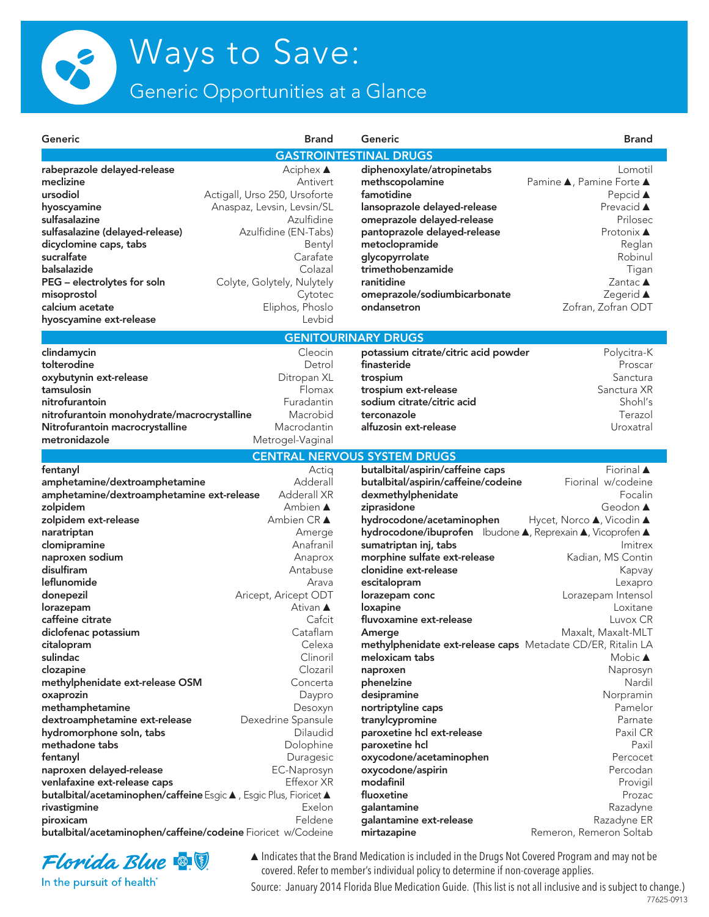# Ways to Save:

## Generic Opportunities at a Glance

### GASTROINTESTINAL DRUGS

| Generic | Brand |
| --- | --- |
| **rabeprazole delayed-release** | Aciphex ▲ |
| **meclizine** | Antivert |
| **ursodiol** | Actigall, Urso 250, Ursoforte |
| **hyoscyamine** | Anaspaz, Levsin, Levsin/SL |
| **sulfasalazine** | Azulfidine |
| **sulfasalazine (delayed-release)** | Azulfidine (EN-Tabs) |
| **dicyclomine caps, tabs** | Bentyl |
| **sucralfate** | Carafate |
| **balsalazide** | Colazal |
| **PEG – electrolytes for soln** | Colyte, Golytely, Nulytely |
| **misoprostol** | Cytotec |
| **calcium acetate** | Eliphos, Phoslo |
| **hyoscyamine ext-release** | Levbid |
| **diphenoxylate/atropinetabs** | Lomotil |
| **methscopolamine** | Pamine ▲, Pamine Forte ▲ |
| **famotidine** | Pepcid ▲ |
| **lansoprazole delayed-release** | Prevacid ▲ |
| **omeprazole delayed-release** | Prilosec |
| **pantoprazole delayed-release** | Protonix ▲ |
| **metoclopramide** | Reglan |
| **glycopyrrolate** | Robinul |
| **trimethobenzamide** | Tigan |
| **ranitidine** | Zantac ▲ |
| **omeprazole/sodiumbicarbonate** | Zegerid ▲ |
| **ondansetron** | Zofran, Zofran ODT |

### GENITOURINARY DRUGS

| Generic | Brand |
| --- | --- |
| **clindamycin** | Cleocin |
| **tolterodine** | Detrol |
| **oxybutynin ext-release** | Ditropan XL |
| **tamsulosin** | Flomax |
| **nitrofurantoin** | Furadantin |
| **nitrofurantoin monohydrate/macrocrystalline** | Macrobid |
| **Nitrofurantoin macrocrystalline** | Macrodantin |
| **metronidazole** | Metrogel-Vaginal |
| **potassium citrate/citric acid powder** | Polycitra-K |
| **finasteride** | Proscar |
| **trospium** | Sanctura |
| **trospium ext-release** | Sanctura XR |
| **sodium citrate/citric acid** | Shohl's |
| **terconazole** | Terazol |
| **alfuzosin ext-release** | Uroxatral |

### CENTRAL NERVOUS SYSTEM DRUGS

| Generic | Brand |
| --- | --- |
| **fentanyl** | Actiq |
| **amphetamine/dextroamphetamine** | Adderall |
| **amphetamine/dextroamphetamine ext-release** | Adderall XR |
| **zolpidem** | Ambien ▲ |
| **zolpidem ext-release** | Ambien CR ▲ |
| **naratriptan** | Amerge |
| **clomipramine** | Anafranil |
| **naproxen sodium** | Anaprox |
| **disulfiram** | Antabuse |
| **leflunomide** | Arava |
| **donepezil** | Aricept, Aricept ODT |
| **lorazepam** | Ativan ▲ |
| **caffeine citrate** | Cafcit |
| **diclofenac potassium** | Cataflam |
| **citalopram** | Celexa |
| **sulindac** | Clinoril |
| **clozapine** | Clozaril |
| **methylphenidate ext-release OSM** | Concerta |
| **oxaprozin** | Daypro |
| **methamphetamine** | Desoxyn |
| **dextroamphetamine ext-release** | Dexedrine Spansule |
| **hydromorphone soln, tabs** | Dilaudid |
| **methadone tabs** | Dolophine |
| **fentanyl** | Duragesic |
| **naproxen delayed-release** | EC-Naprosyn |
| **venlafaxine ext-release caps** | Effexor XR |
| **butalbital/acetaminophen/caffeine** | Esgic ▲, Esgic Plus, Fioricet ▲ |
| **rivastigmine** | Exelon |
| **piroxicam** | Feldene |
| **butalbital/acetaminophen/caffeine/codeine** | Fioricet w/Codeine |
| **butalbital/aspirin/caffeine caps** | Fiorinal ▲ |
| **butalbital/aspirin/caffeine/codeine** | Fiorinal w/codeine |
| **dexmethylphenidate** | Focalin |
| **ziprasidone** | Geodon ▲ |
| **hydrocodone/acetaminophen** | Hycet, Norco ▲, Vicodin ▲ |
| **hydrocodone/ibuprofen** | Ibudone ▲, Reprexain ▲, Vicoprofen ▲ |
| **sumatriptan inj, tabs** | Imitrex |
| **morphine sulfate ext-release** | Kadian, MS Contin |
| **clonidine ext-release** | Kapvay |
| **escitalopram** | Lexapro |
| **lorazepam conc** | Lorazepam Intensol |
| **loxapine** | Loxitane |
| **fluvoxamine ext-release** | Luvox CR |
| **Amerge** | Maxalt, Maxalt-MLT |
| **methylphenidate ext-release caps** | Metadate CD/ER, Ritalin LA |
| **meloxicam tabs** | Mobic ▲ |
| **naproxen** | Naprosyn |
| **phenelzine** | Nardil |
| **desipramine** | Norpramin |
| **nortriptyline caps** | Pamelor |
| **tranylcypromine** | Parnate |
| **paroxetine hcl ext-release** | Paxil CR |
| **paroxetine hcl** | Paxil |
| **oxycodone/acetaminophen** | Percocet |
| **oxycodone/aspirin** | Percodan |
| **modafinil** | Provigil |
| **fluoxetine** | Prozac |
| **galantamine** | Razadyne |
| **galantamine ext-release** | Razadyne ER |
| **mirtazapine** | Remeron, Remeron Soltab |

Florida Blue
In the pursuit of health®

▲ Indicates that the Brand Medication is included in the Drugs Not Covered Program and may not be covered. Refer to member's individual policy to determine if non-coverage applies.

Source: January 2014 Florida Blue Medication Guide. (This list is not all inclusive and is subject to change.)

77625-0913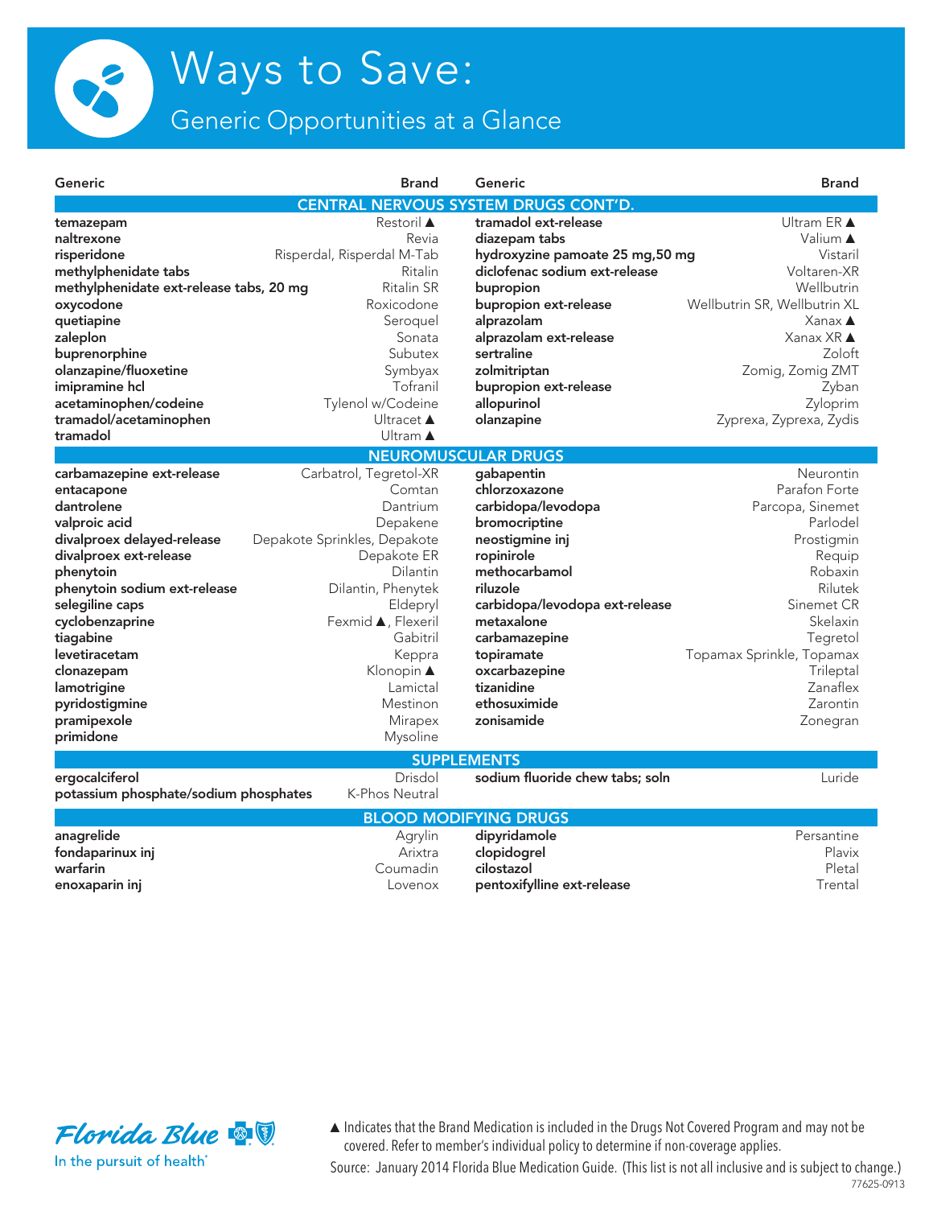# Ways to Save:

## Generic Opportunities at a Glance

| Generic | Brand | Generic | Brand |
|---|---|---|---|
| **CENTRAL NERVOUS SYSTEM DRUGS CONT'D.** | | | |
| **temazepam** | Restoril ▲ | **tramadol ext-release** | Ultram ER ▲ |
| **naltrexone** | Revia | **diazepam tabs** | Valium ▲ |
| **risperidone** | Risperdal, Risperdal M-Tab | **hydroxyzine pamoate 25 mg,50 mg** | Vistaril |
| **methylphenidate tabs** | Ritalin | **diclofenac sodium ext-release** | Voltaren-XR |
| **methylphenidate ext-release tabs, 20 mg** | Ritalin SR | **bupropion** | Wellbutrin |
| **oxycodone** | Roxicodone | **bupropion ext-release** | Wellbutrin SR, Wellbutrin XL |
| **quetiapine** | Seroquel | **alprazolam** | Xanax ▲ |
| **zaleplon** | Sonata | **alprazolam ext-release** | Xanax XR ▲ |
| **buprenorphine** | Subutex | **sertraline** | Zoloft |
| **olanzapine/fluoxetine** | Symbyax | **zolmitriptan** | Zomig, Zomig ZMT |
| **imipramine hcl** | Tofranil | **bupropion ext-release** | Zyban |
| **acetaminophen/codeine** | Tylenol w/Codeine | **allopurinol** | Zyloprim |
| **tramadol/acetaminophen** | Ultracet ▲ | **olanzapine** | Zyprexa, Zyprexa, Zydis |
| **tramadol** | Ultram ▲ | | |
| **NEUROMUSCULAR DRUGS** | | | |
| **carbamazepine ext-release** | Carbatrol, Tegretol-XR | **gabapentin** | Neurontin |
| **entacapone** | Comtan | **chlorzoxazone** | Parafon Forte |
| **dantrolene** | Dantrium | **carbidopa/levodopa** | Parcopa, Sinemet |
| **valproic acid** | Depakene | **bromocriptine** | Parlodel |
| **divalproex delayed-release** | Depakote Sprinkles, Depakote | **neostigmine inj** | Prostigmin |
| **divalproex ext-release** | Depakote ER | **ropinirole** | Requip |
| **phenytoin** | Dilantin | **methocarbamol** | Robaxin |
| **phenytoin sodium ext-release** | Dilantin, Phenytek | **riluzole** | Rilutek |
| **selegiline caps** | Eldepryl | **carbidopa/levodopa ext-release** | Sinemet CR |
| **cyclobenzaprine** | Fexmid ▲, Flexeril | **metaxalone** | Skelaxin |
| **tiagabine** | Gabitril | **carbamazepine** | Tegretol |
| **levetiracetam** | Keppra | **topiramate** | Topamax Sprinkle, Topamax |
| **clonazepam** | Klonopin ▲ | **oxcarbazepine** | Trileptal |
| **lamotrigine** | Lamictal | **tizanidine** | Zanaflex |
| **pyridostigmine** | Mestinon | **ethosuximide** | Zarontin |
| **pramipexole** | Mirapex | **zonisamide** | Zonegran |
| **primidone** | Mysoline | | |
| **SUPPLEMENTS** | | | |
| **ergocalciferol** | Drisdol | **sodium fluoride chew tabs; soln** | Luride |
| **potassium phosphate/sodium phosphates** | K-Phos Neutral | | |
| **BLOOD MODIFYING DRUGS** | | | |
| **anagrelide** | Agrylin | **dipyridamole** | Persantine |
| **fondaparinux inj** | Arixtra | **clopidogrel** | Plavix |
| **warfarin** | Coumadin | **cilostazol** | Pletal |
| **enoxaparin inj** | Lovenox | **pentoxifylline ext-release** | Trental |

Florida Blue
In the pursuit of health®

▲ Indicates that the Brand Medication is included in the Drugs Not Covered Program and may not be covered. Refer to member's individual policy to determine if non-coverage applies.

Source: January 2014 Florida Blue Medication Guide. (This list is not all inclusive and is subject to change.)

77625-0913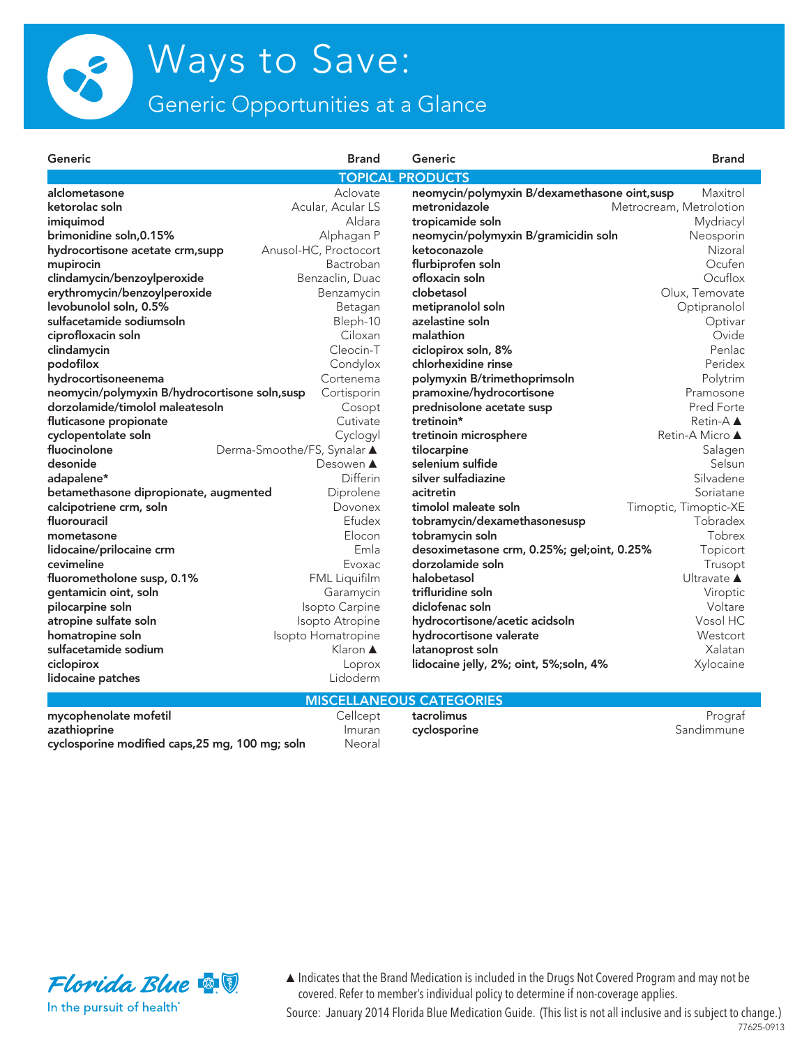# Ways to Save:

## Generic Opportunities at a Glance

| Generic | Brand | Generic | Brand |
|---|---|---|---|
| **TOPICAL PRODUCTS** | | | |
| **alclometasone** | Aclovate | **neomycin/polymyxin B/dexamethasone oint,susp** | Maxitrol |
| **ketorolac soln** | Acular, Acular LS | **metronidazole** | Metrocream, Metrolotion |
| **imiquimod** | Aldara | **tropicamide soln** | Mydriacyl |
| **brimonidine soln,0.15%** | Alphagan P | **neomycin/polymyxin B/gramicidin soln** | Neosporin |
| **hydrocortisone acetate crm,supp** | Anusol-HC, Proctocort | **ketoconazole** | Nizoral |
| **mupirocin** | Bactroban | **flurbiprofen soln** | Ocufen |
| **clindamycin/benzoylperoxide** | Benzaclin, Duac | **ofloxacin soln** | Ocuflox |
| **erythromycin/benzoylperoxide** | Benzamycin | **clobetasol** | Olux, Temovate |
| **levobunolol soln, 0.5%** | Betagan | **metipranolol soln** | Optipranolol |
| **sulfacetamide sodiumsoln** | Bleph-10 | **azelastine soln** | Optivar |
| **ciprofloxacin soln** | Ciloxan | **malathion** | Ovide |
| **clindamycin** | Cleocin-T | **ciclopirox soln, 8%** | Penlac |
| **podofilox** | Condylox | **chlorhexidine rinse** | Peridex |
| **hydrocortisoneenema** | Cortenema | **polymyxin B/trimethoprimsoln** | Polytrim |
| **neomycin/polymyxin B/hydrocortisone soln,susp** | Cortisporin | **pramoxine/hydrocortisone** | Pramosone |
| **dorzolamide/timolol maleatesoln** | Cosopt | **prednisolone acetate susp** | Pred Forte |
| **fluticasone propionate** | Cutivate | **tretinoin*** | Retin-A ▲ |
| **cyclopentolate soln** | Cyclogyl | **tretinoin microsphere** | Retin-A Micro ▲ |
| **fluocinolone** | Derma-Smoothe/FS, Synalar ▲ | **tilocarpine** | Salagen |
| **desonide** | Desowen ▲ | **selenium sulfide** | Selsun |
| **adapalene*** | Differin | **silver sulfadiazine** | Silvadene |
| **betamethasone dipropionate, augmented** | Diprolene | **acitretin** | Soriatane |
| **calcipotriene crm, soln** | Dovonex | **timolol maleate soln** | Timoptic, Timoptic-XE |
| **fluorouracil** | Efudex | **tobramycin/dexamethasonesusp** | Tobradex |
| **mometasone** | Elocon | **tobramycin soln** | Tobrex |
| **lidocaine/prilocaine crm** | Emla | **desoximetasone crm, 0.25%; gel;oint, 0.25%** | Topicort |
| **cevimeline** | Evoxac | **dorzolamide soln** | Trusopt |
| **fluorometholone susp, 0.1%** | FML Liquifilm | **halobetasol** | Ultravate ▲ |
| **gentamicin oint, soln** | Garamycin | **trifluridine soln** | Viroptic |
| **pilocarpine soln** | Isopto Carpine | **diclofenac soln** | Voltare |
| **atropine sulfate soln** | Isopto Atropine | **hydrocortisone/acetic acidsoln** | Vosol HC |
| **homatropine soln** | Isopto Homatropine | **hydrocortisone valerate** | Westcort |
| **sulfacetamide sodium** | Klaron ▲ | **latanoprost soln** | Xalatan |
| **ciclopirox** | Loprox | **lidocaine jelly, 2%; oint, 5%;soln, 4%** | Xylocaine |
| **lidocaine patches** | Lidoderm | | |
| **MISCELLANEOUS CATEGORIES** | | | |
| **mycophenolate mofetil** | Cellcept | **tacrolimus** | Prograf |
| **azathioprine** | Imuran | **cyclosporine** | Sandimmune |
| **cyclosporine modified caps,25 mg, 100 mg; soln** | Neoral | | |

Florida Blue
In the pursuit of health

▲ Indicates that the Brand Medication is included in the Drugs Not Covered Program and may not be covered. Refer to member's individual policy to determine if non-coverage applies.

Source: January 2014 Florida Blue Medication Guide. (This list is not all inclusive and is subject to change.)

77625-0913